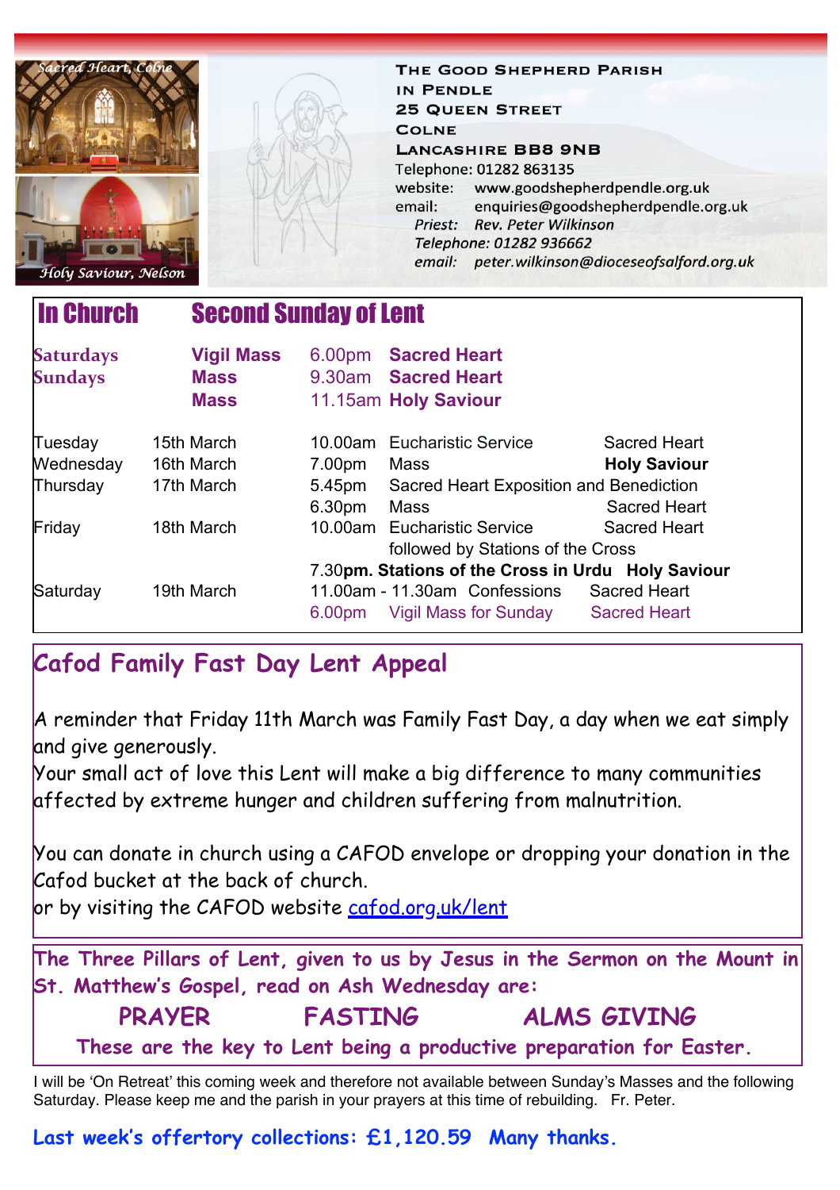Sacred Heart, Colne

Holy Saviour, Nelson

**THE GOOD SHEPHERD PARISH IN PENDLE**
**25 QUEEN STREET**
**COLNE**
**LANCASHIRE BB8 9NB**

Telephone: 01282 863135
website: www.goodshepherdpendle.org.uk
email: enquiries@goodshepherdpendle.org.uk
*Priest: Rev. Peter Wilkinson*
*Telephone: 01282 936662*
*email: peter.wilkinson@dioceseofsalford.org.uk*

# In Church — Second Sunday of Lent

| | | | | |
|---|---|---|---|---|
| **Saturdays** | **Vigil Mass** | 6.00pm | **Sacred Heart** | |
| **Sundays** | **Mass** | 9.30am | **Sacred Heart** | |
| | **Mass** | 11.15am | **Holy Saviour** | |
| Tuesday | 15th March | 10.00am | Eucharistic Service | Sacred Heart |
| Wednesday | 16th March | 7.00pm | Mass | **Holy Saviour** |
| Thursday | 17th March | 5.45pm | Sacred Heart Exposition and Benediction | |
| | | 6.30pm | Mass | Sacred Heart |
| Friday | 18th March | 10.00am | Eucharistic Service followed by Stations of the Cross | Sacred Heart |
| | | 7.30**pm.** | **Stations of the Cross in Urdu** | **Holy Saviour** |
| Saturday | 19th March | 11.00am - 11.30am | Confessions | Sacred Heart |
| | | 6.00pm | Vigil Mass for Sunday | Sacred Heart |

## Cafod Family Fast Day Lent Appeal

A reminder that Friday 11th March was Family Fast Day, a day when we eat simply and give generously.
Your small act of love this Lent will make a big difference to many communities affected by extreme hunger and children suffering from malnutrition.

You can donate in church using a CAFOD envelope or dropping your donation in the Cafod bucket at the back of church.
or by visiting the CAFOD website cafod.org.uk/lent

**The Three Pillars of Lent, given to us by Jesus in the Sermon on the Mount in St. Matthew's Gospel, read on Ash Wednesday are:**

**PRAYER FASTING ALMS GIVING**

**These are the key to Lent being a productive preparation for Easter.**

I will be 'On Retreat' this coming week and therefore not available between Sunday's Masses and the following Saturday. Please keep me and the parish in your prayers at this time of rebuilding. Fr. Peter.

**Last week's offertory collections: £1,120.59 Many thanks.**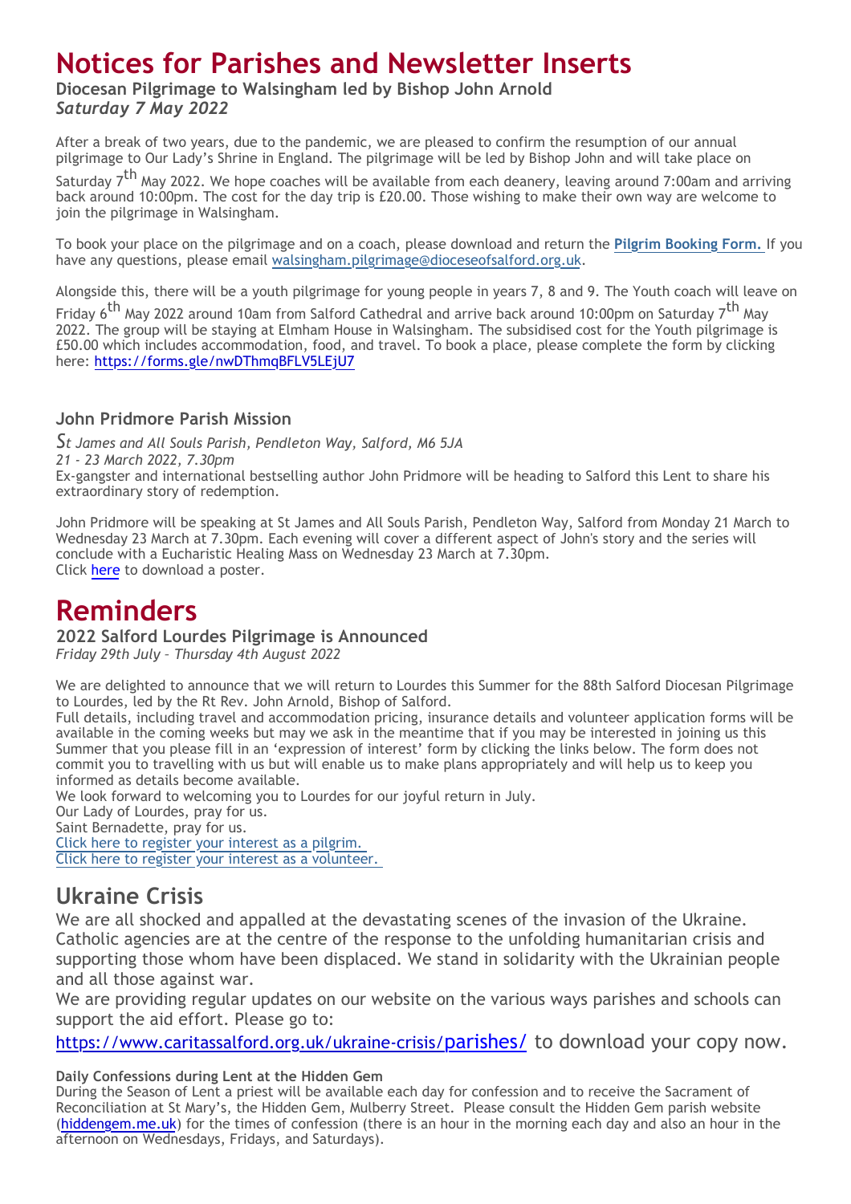# Notices for Parishes and Newsletter Inserts

### Diocesan Pilgrimage to Walsingham led by Bishop John Arnold

*Saturday 7 May 2022*

After a break of two years, due to the pandemic, we are pleased to confirm the resumption of our annual pilgrimage to Our Lady's Shrine in England. The pilgrimage will be led by Bishop John and will take place on Saturday 7th May 2022. We hope coaches will be available from each deanery, leaving around 7:00am and arriving back around 10:00pm. The cost for the day trip is £20.00. Those wishing to make their own way are welcome to join the pilgrimage in Walsingham.

To book your place on the pilgrimage and on a coach, please download and return the **Pilgrim Booking Form.** If you have any questions, please email walsingham.pilgrimage@dioceseofsalford.org.uk.

Alongside this, there will be a youth pilgrimage for young people in years 7, 8 and 9. The Youth coach will leave on Friday 6th May 2022 around 10am from Salford Cathedral and arrive back around 10:00pm on Saturday 7th May 2022. The group will be staying at Elmham House in Walsingham. The subsidised cost for the Youth pilgrimage is £50.00 which includes accommodation, food, and travel. To book a place, please complete the form by clicking here: https://forms.gle/nwDThmqBFLV5LEjU7

### John Pridmore Parish Mission

*St James and All Souls Parish, Pendleton Way, Salford, M6 5JA*
*21 - 23 March 2022, 7.30pm*
Ex-gangster and international bestselling author John Pridmore will be heading to Salford this Lent to share his extraordinary story of redemption.

John Pridmore will be speaking at St James and All Souls Parish, Pendleton Way, Salford from Monday 21 March to Wednesday 23 March at 7.30pm. Each evening will cover a different aspect of John's story and the series will conclude with a Eucharistic Healing Mass on Wednesday 23 March at 7.30pm.
Click here to download a poster.

# Reminders

### 2022 Salford Lourdes Pilgrimage is Announced

*Friday 29th July – Thursday 4th August 2022*

We are delighted to announce that we will return to Lourdes this Summer for the 88th Salford Diocesan Pilgrimage to Lourdes, led by the Rt Rev. John Arnold, Bishop of Salford.
Full details, including travel and accommodation pricing, insurance details and volunteer application forms will be available in the coming weeks but may we ask in the meantime that if you may be interested in joining us this Summer that you please fill in an 'expression of interest' form by clicking the links below. The form does not commit you to travelling with us but will enable us to make plans appropriately and will help us to keep you informed as details become available.
We look forward to welcoming you to Lourdes for our joyful return in July.
Our Lady of Lourdes, pray for us.
Saint Bernadette, pray for us.
Click here to register your interest as a pilgrim.
Click here to register your interest as a volunteer.

## Ukraine Crisis

We are all shocked and appalled at the devastating scenes of the invasion of the Ukraine. Catholic agencies are at the centre of the response to the unfolding humanitarian crisis and supporting those whom have been displaced. We stand in solidarity with the Ukrainian people and all those against war.
We are providing regular updates on our website on the various ways parishes and schools can support the aid effort. Please go to:

https://www.caritassalford.org.uk/ukraine-crisis/parishes/ to download your copy now.

**Daily Confessions during Lent at the Hidden Gem**
During the Season of Lent a priest will be available each day for confession and to receive the Sacrament of Reconciliation at St Mary's, the Hidden Gem, Mulberry Street. Please consult the Hidden Gem parish website (hiddengem.me.uk) for the times of confession (there is an hour in the morning each day and also an hour in the afternoon on Wednesdays, Fridays, and Saturdays).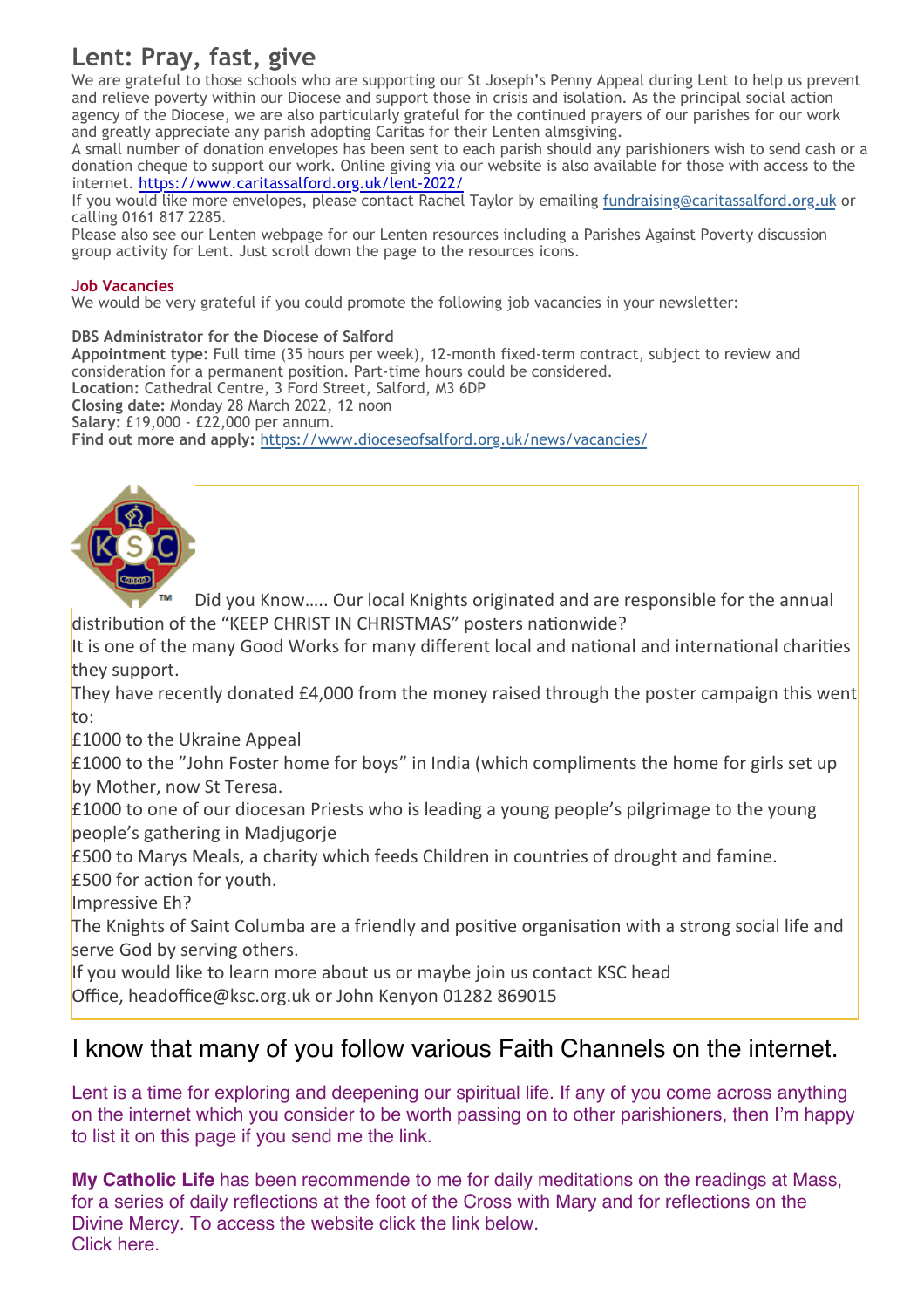## Lent: Pray, fast, give

We are grateful to those schools who are supporting our St Joseph's Penny Appeal during Lent to help us prevent and relieve poverty within our Diocese and support those in crisis and isolation. As the principal social action agency of the Diocese, we are also particularly grateful for the continued prayers of our parishes for our work and greatly appreciate any parish adopting Caritas for their Lenten almsgiving.

A small number of donation envelopes has been sent to each parish should any parishioners wish to send cash or a donation cheque to support our work. Online giving via our website is also available for those with access to the internet. https://www.caritassalford.org.uk/lent-2022/

If you would like more envelopes, please contact Rachel Taylor by emailing fundraising@caritassalford.org.uk or calling 0161 817 2285.

Please also see our Lenten webpage for our Lenten resources including a Parishes Against Poverty discussion group activity for Lent. Just scroll down the page to the resources icons.

**Job Vacancies**

We would be very grateful if you could promote the following job vacancies in your newsletter:

**DBS Administrator for the Diocese of Salford**

**Appointment type:** Full time (35 hours per week), 12-month fixed-term contract, subject to review and consideration for a permanent position. Part-time hours could be considered.

**Location:** Cathedral Centre, 3 Ford Street, Salford, M3 6DP

**Closing date:** Monday 28 March 2022, 12 noon

**Salary:** £19,000 - £22,000 per annum.

**Find out more and apply:** https://www.dioceseofsalford.org.uk/news/vacancies/

Did you Know….. Our local Knights originated and are responsible for the annual distribution of the "KEEP CHRIST IN CHRISTMAS" posters nationwide?

It is one of the many Good Works for many different local and national and international charities they support.

They have recently donated £4,000 from the money raised through the poster campaign this went to:

£1000 to the Ukraine Appeal

£1000 to the "John Foster home for boys" in India (which compliments the home for girls set up by Mother, now St Teresa.

£1000 to one of our diocesan Priests who is leading a young people's pilgrimage to the young people's gathering in Madjugorje

£500 to Marys Meals, a charity which feeds Children in countries of drought and famine.

£500 for action for youth.

Impressive Eh?

The Knights of Saint Columba are a friendly and positive organisation with a strong social life and serve God by serving others.

If you would like to learn more about us or maybe join us contact KSC head Office, headoffice@ksc.org.uk or John Kenyon 01282 869015

## I know that many of you follow various Faith Channels on the internet.

Lent is a time for exploring and deepening our spiritual life. If any of you come across anything on the internet which you consider to be worth passing on to other parishioners, then I'm happy to list it on this page if you send me the link.

**My Catholic Life** has been recommende to me for daily meditations on the readings at Mass, for a series of daily reflections at the foot of the Cross with Mary and for reflections on the Divine Mercy. To access the website click the link below.
Click here.